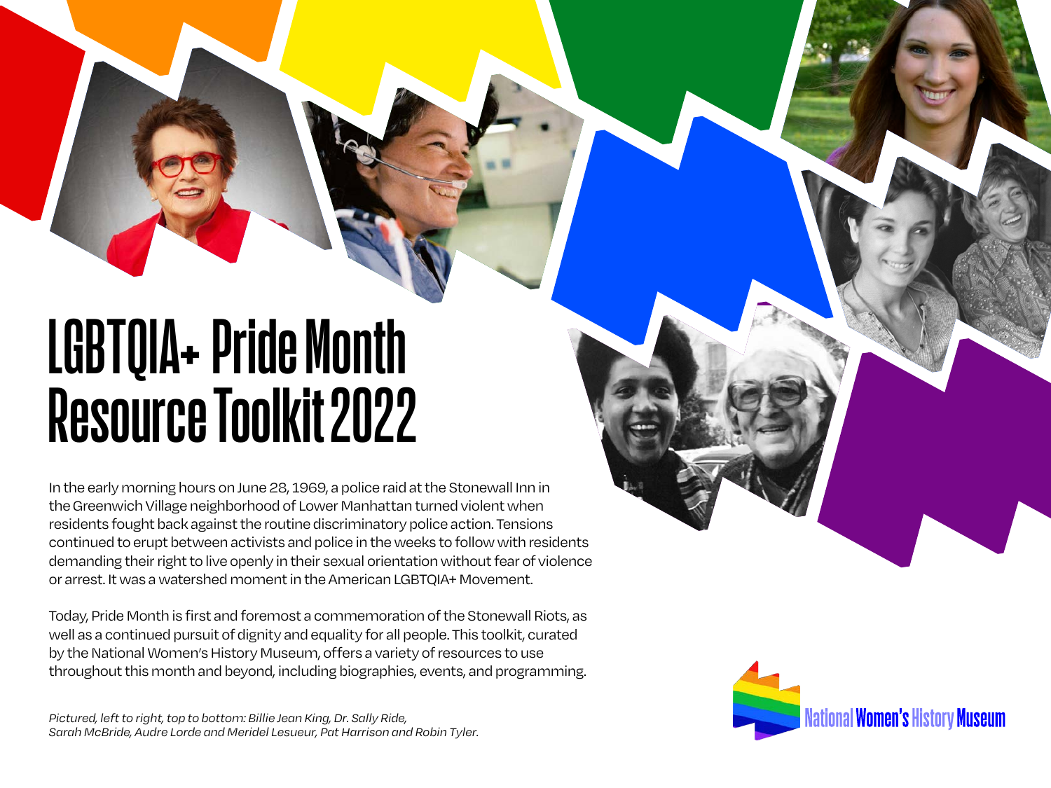# LGBTQIA+ Pride Month Resource Toolkit 2022

In the early morning hours on June 28, 1969, a police raid at the Stonewall Inn in the Greenwich Village neighborhood of Lower Manhattan turned violent when residents fought back against the routine discriminatory police action. Tensions continued to erupt between activists and police in the weeks to follow with residents demanding their right to live openly in their sexual orientation without fear of violence or arrest. It was a watershed moment in the American LGBTQIA+ Movement.

Today, Pride Month is first and foremost a commemoration of the Stonewall Riots, as well as a continued pursuit of dignity and equality for all people. This toolkit, curated by the National Women's History Museum, offers a variety of resources to use throughout this month and beyond, including biographies, events, and programming.

*Pictured, left to right, top to bottom: Billie Jean King, Dr. Sally Ride, Sarah McBride, Audre Lorde and Meridel Lesueur, Pat Harrison and Robin Tyler.*

National Women's History Museum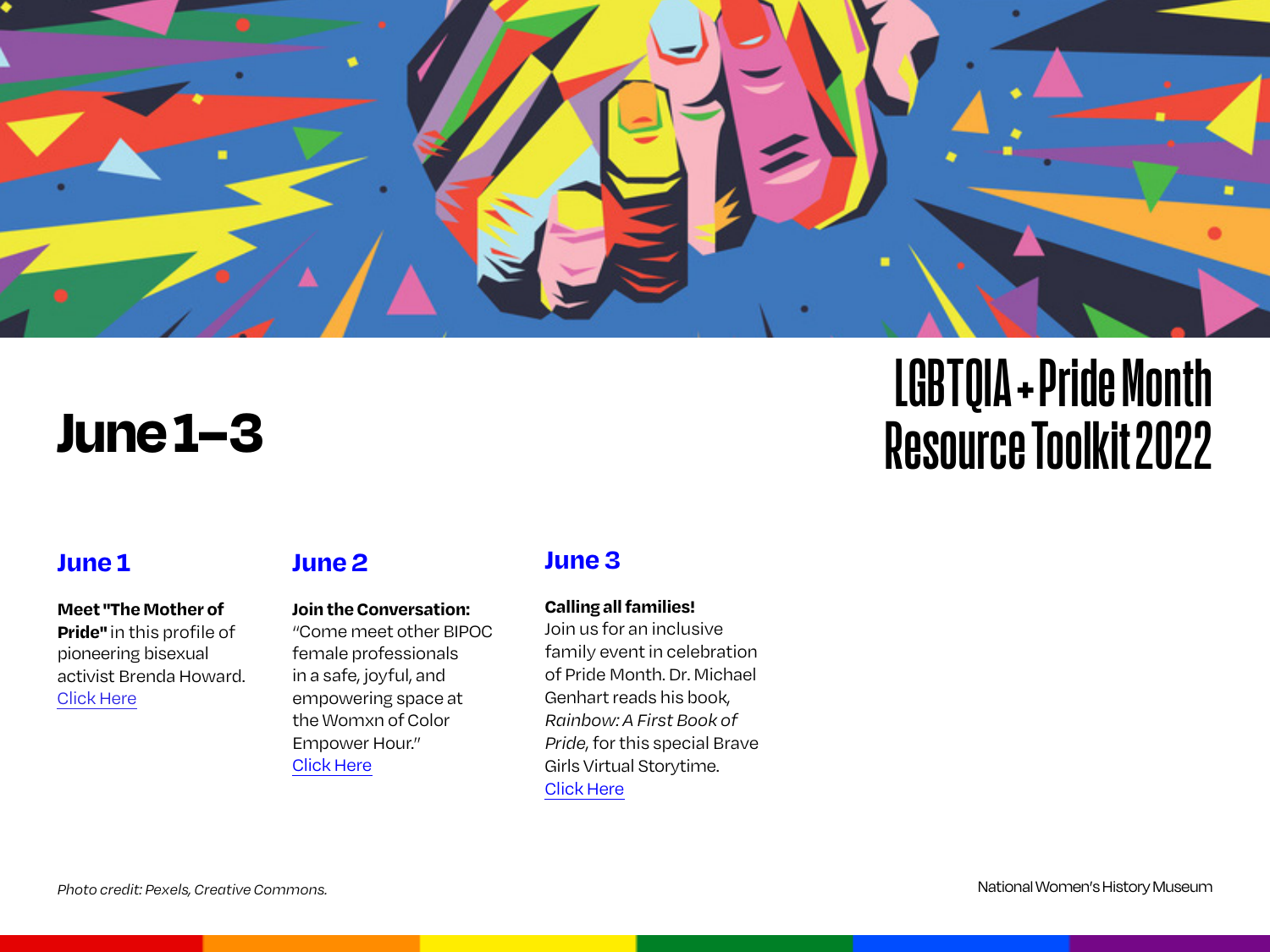# LGBTQIA+ Pride Month Resource Toolkit 2022

# June 1–3

## June 1

**Meet "The Mother of Pride"** in this profile of pioneering bisexual activist Brenda Howard.
Click Here

## June 2

**Join the Conversation:** "Come meet other BIPOC female professionals in a safe, joyful, and empowering space at the Womxn of Color Empower Hour."
Click Here

## June 3

**Calling all families!**
Join us for an inclusive family event in celebration of Pride Month. Dr. Michael Genhart reads his book, *Rainbow: A First Book of Pride*, for this special Brave Girls Virtual Storytime.
Click Here

*Photo credit: Pexels, Creative Commons.*

National Women's History Museum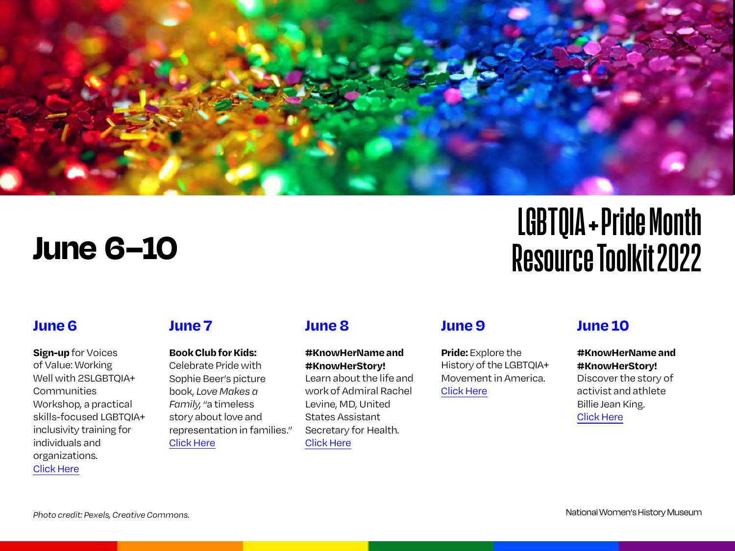# LGBTQIA+ Pride Month Resource Toolkit 2022

## June 6–10

### June 6

**Sign-up** for Voices of Value: Working Well with 2SLGBTQIA+ Communities Workshop, a practical skills-focused LGBTQIA+ inclusivity training for individuals and organizations.
Click Here

### June 7

**Book Club for Kids:** Celebrate Pride with Sophie Beer's picture book, *Love Makes a Family*, "a timeless story about love and representation in families."
Click Here

### June 8

**#KnowHerName and #KnowHerStory!** Learn about the life and work of Admiral Rachel Levine, MD, United States Assistant Secretary for Health.
Click Here

### June 9

**Pride:** Explore the History of the LGBTQIA+ Movement in America.
Click Here

### June 10

**#KnowHerName and #KnowHerStory!** Discover the story of activist and athlete Billie Jean King.
Click Here

*Photo credit: Pexels, Creative Commons.*

National Women's History Museum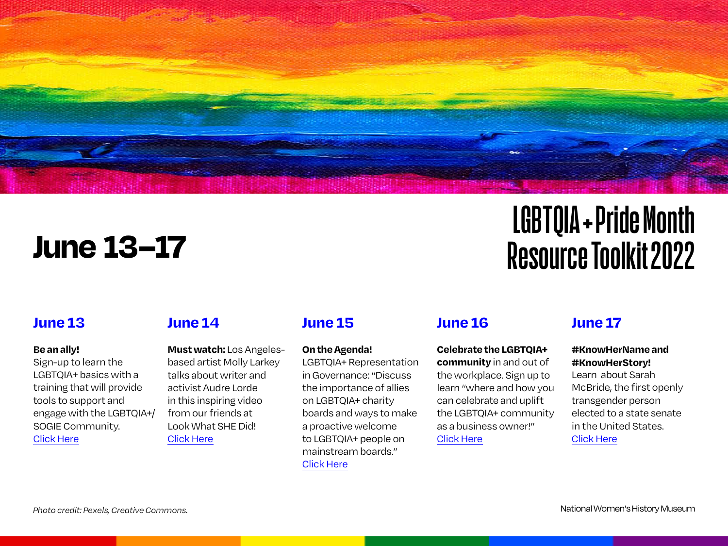# LGBTQIA+ Pride Month Resource Toolkit 2022

## June 13–17

### June 13

**Be an ally!**
Sign-up to learn the LGBTQIA+ basics with a training that will provide tools to support and engage with the LGBTQIA+/ SOGIE Community.
Click Here

### June 14

**Must watch:** Los Angeles-based artist Molly Larkey talks about writer and activist Audre Lorde in this inspiring video from our friends at Look What SHE Did!
Click Here

### June 15

**On the Agenda!**
LGBTQIA+ Representation in Governance: "Discuss the importance of allies on LGBTQIA+ charity boards and ways to make a proactive welcome to LGBTQIA+ people on mainstream boards."
Click Here

### June 16

**Celebrate the LGBTQIA+ community** in and out of the workplace. Sign up to learn "where and how you can celebrate and uplift the LGBTQIA+ community as a business owner!"
Click Here

### June 17

**#KnowHerName and #KnowHerStory!**
Learn about Sarah McBride, the first openly transgender person elected to a state senate in the United States.
Click Here

*Photo credit: Pexels, Creative Commons.*

National Women's History Museum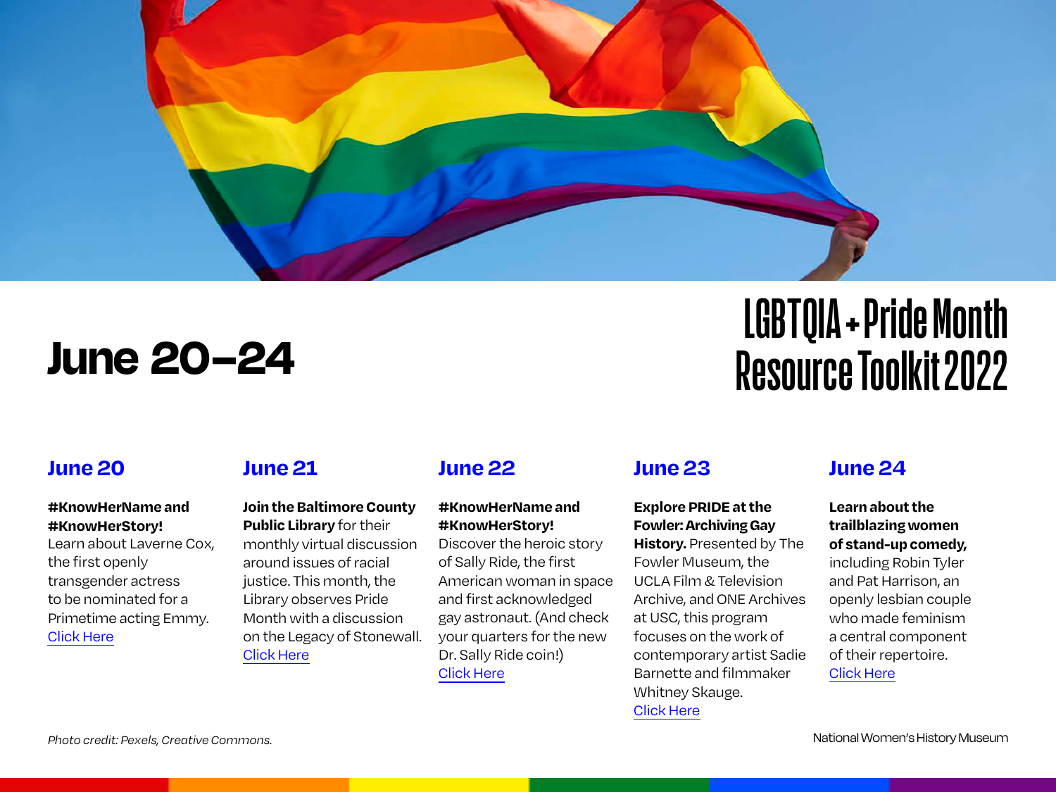# June 20–24

# LGBTQIA+ Pride Month Resource Toolkit 2022

## June 20

**#KnowHerName and #KnowHerStory!** Learn about Laverne Cox, the first openly transgender actress to be nominated for a Primetime acting Emmy. Click Here

## June 21

**Join the Baltimore County Public Library** for their monthly virtual discussion around issues of racial justice. This month, the Library observes Pride Month with a discussion on the Legacy of Stonewall. Click Here

## June 22

**#KnowHerName and #KnowHerStory!** Discover the heroic story of Sally Ride, the first American woman in space and first acknowledged gay astronaut. (And check your quarters for the new Dr. Sally Ride coin!) Click Here

## June 23

**Explore PRIDE at the Fowler: Archiving Gay History.** Presented by The Fowler Museum, the UCLA Film & Television Archive, and ONE Archives at USC, this program focuses on the work of contemporary artist Sadie Barnette and filmmaker Whitney Skauge. Click Here

## June 24

**Learn about the trailblazing women of stand-up comedy,** including Robin Tyler and Pat Harrison, an openly lesbian couple who made feminism a central component of their repertoire. Click Here

*Photo credit: Pexels, Creative Commons.*

National Women's History Museum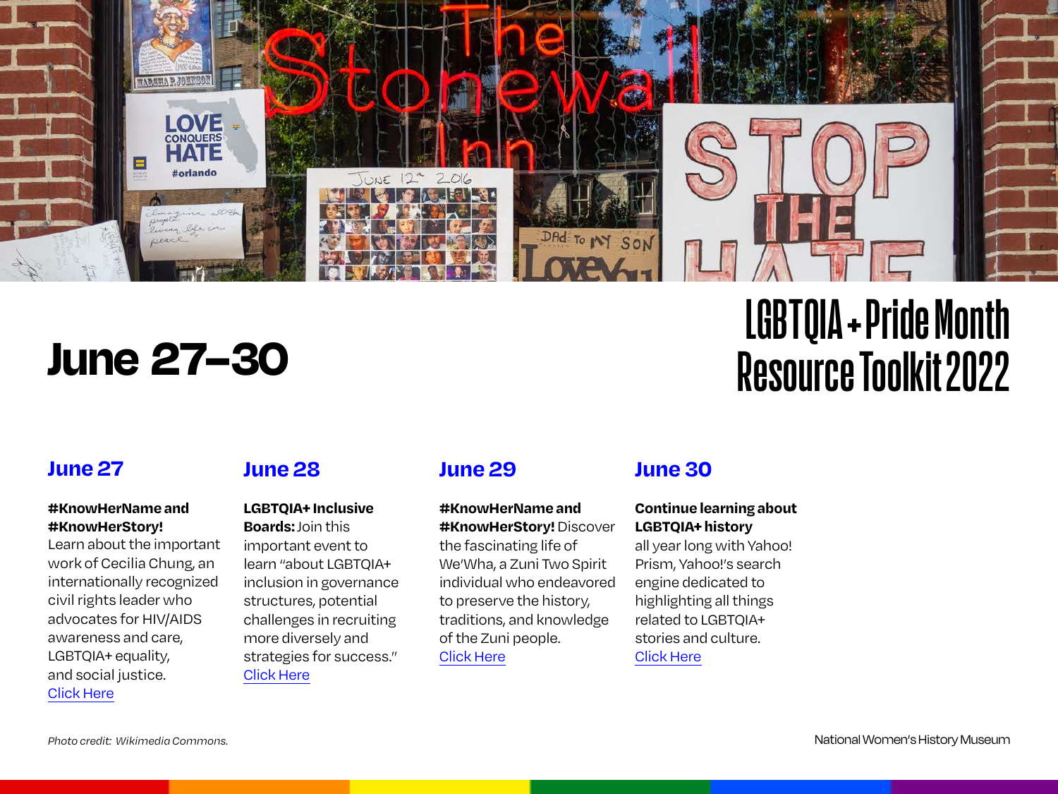# LGBTQIA+ Pride Month Resource Toolkit 2022

## June 27–30

### June 27

**#KnowHerName and #KnowHerStory!** Learn about the important work of Cecilia Chung, an internationally recognized civil rights leader who advocates for HIV/AIDS awareness and care, LGBTQIA+ equality, and social justice.
Click Here

### June 28

**LGBTQIA+ Inclusive Boards:** Join this important event to learn "about LGBTQIA+ inclusion in governance structures, potential challenges in recruiting more diversely and strategies for success."
Click Here

### June 29

**#KnowHerName and #KnowHerStory!** Discover the fascinating life of We'Wha, a Zuni Two Spirit individual who endeavored to preserve the history, traditions, and knowledge of the Zuni people.
Click Here

### June 30

**Continue learning about LGBTQIA+ history** all year long with Yahoo! Prism, Yahoo!'s search engine dedicated to highlighting all things related to LGBTQIA+ stories and culture.
Click Here

*Photo credit: Wikimedia Commons.*

National Women's History Museum